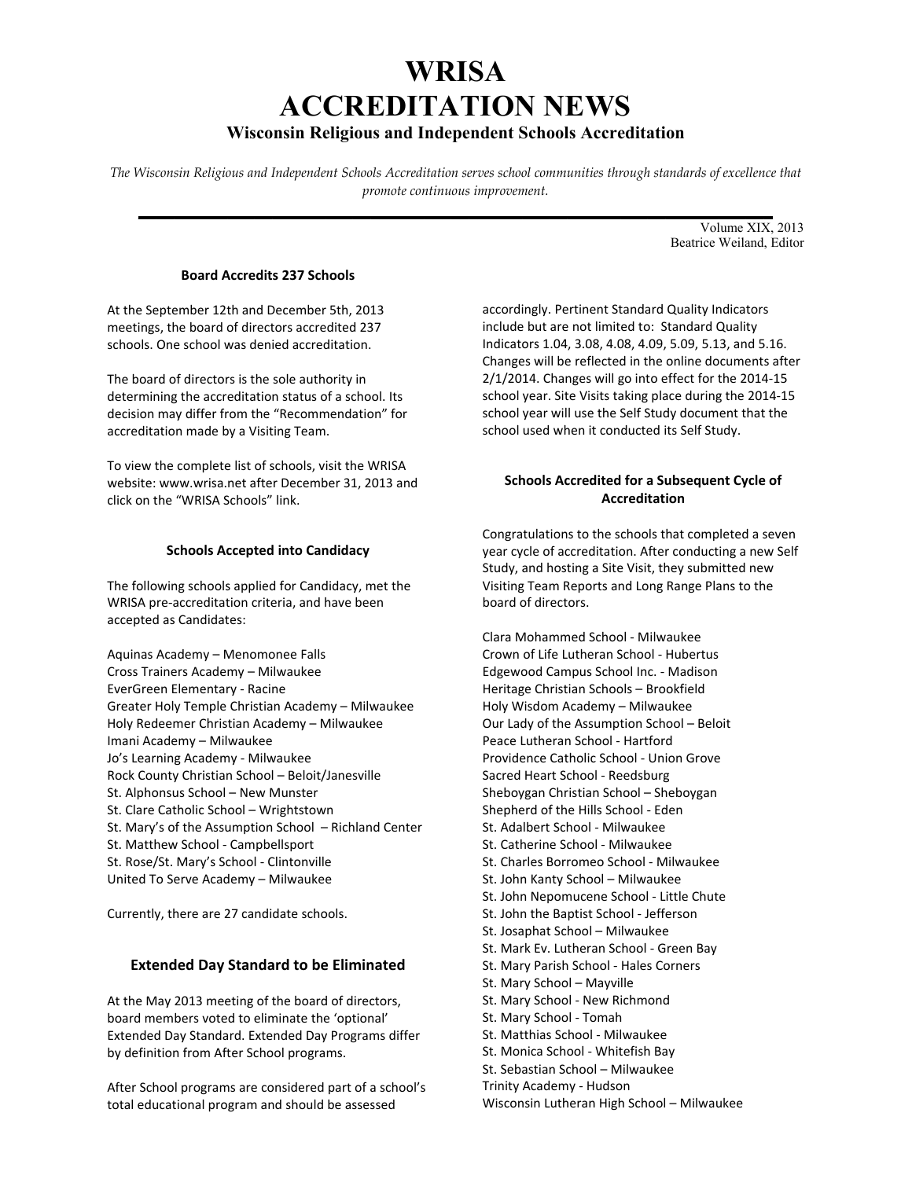# WRISA ACCREDITATION NEWS

## Wisconsin Religious and Independent Schools Accreditation

*The Wisconsin Religious and Independent Schools Accreditation serves school communities through standards of excellence that promote continuous improvement.*

Volume XIX, 2013
Beatrice Weiland, Editor

### Board Accredits 237 Schools

At the September 12th and December 5th, 2013 meetings, the board of directors accredited 237 schools. One school was denied accreditation.

The board of directors is the sole authority in determining the accreditation status of a school. Its decision may differ from the "Recommendation" for accreditation made by a Visiting Team.

To view the complete list of schools, visit the WRISA website: www.wrisa.net after December 31, 2013 and click on the "WRISA Schools" link.

### Schools Accepted into Candidacy

The following schools applied for Candidacy, met the WRISA pre-accreditation criteria, and have been accepted as Candidates:

Aquinas Academy – Menomonee Falls
Cross Trainers Academy – Milwaukee
EverGreen Elementary - Racine
Greater Holy Temple Christian Academy – Milwaukee
Holy Redeemer Christian Academy – Milwaukee
Imani Academy – Milwaukee
Jo's Learning Academy - Milwaukee
Rock County Christian School – Beloit/Janesville
St. Alphonsus School – New Munster
St. Clare Catholic School – Wrightstown
St. Mary's of the Assumption School – Richland Center
St. Matthew School - Campbellsport
St. Rose/St. Mary's School - Clintonville
United To Serve Academy – Milwaukee

Currently, there are 27 candidate schools.

### Extended Day Standard to be Eliminated

At the May 2013 meeting of the board of directors, board members voted to eliminate the 'optional' Extended Day Standard. Extended Day Programs differ by definition from After School programs.

After School programs are considered part of a school's total educational program and should be assessed accordingly. Pertinent Standard Quality Indicators include but are not limited to: Standard Quality Indicators 1.04, 3.08, 4.08, 4.09, 5.09, 5.13, and 5.16. Changes will be reflected in the online documents after 2/1/2014. Changes will go into effect for the 2014-15 school year. Site Visits taking place during the 2014-15 school year will use the Self Study document that the school used when it conducted its Self Study.

### Schools Accredited for a Subsequent Cycle of Accreditation

Congratulations to the schools that completed a seven year cycle of accreditation. After conducting a new Self Study, and hosting a Site Visit, they submitted new Visiting Team Reports and Long Range Plans to the board of directors.

Clara Mohammed School - Milwaukee
Crown of Life Lutheran School - Hubertus
Edgewood Campus School Inc. - Madison
Heritage Christian Schools – Brookfield
Holy Wisdom Academy – Milwaukee
Our Lady of the Assumption School – Beloit
Peace Lutheran School - Hartford
Providence Catholic School - Union Grove
Sacred Heart School - Reedsburg
Sheboygan Christian School – Sheboygan
Shepherd of the Hills School - Eden
St. Adalbert School - Milwaukee
St. Catherine School - Milwaukee
St. Charles Borromeo School - Milwaukee
St. John Kanty School – Milwaukee
St. John Nepomucene School - Little Chute
St. John the Baptist School - Jefferson
St. Josaphat School – Milwaukee
St. Mark Ev. Lutheran School - Green Bay
St. Mary Parish School - Hales Corners
St. Mary School – Mayville
St. Mary School - New Richmond
St. Mary School - Tomah
St. Matthias School - Milwaukee
St. Monica School - Whitefish Bay
St. Sebastian School – Milwaukee
Trinity Academy - Hudson
Wisconsin Lutheran High School – Milwaukee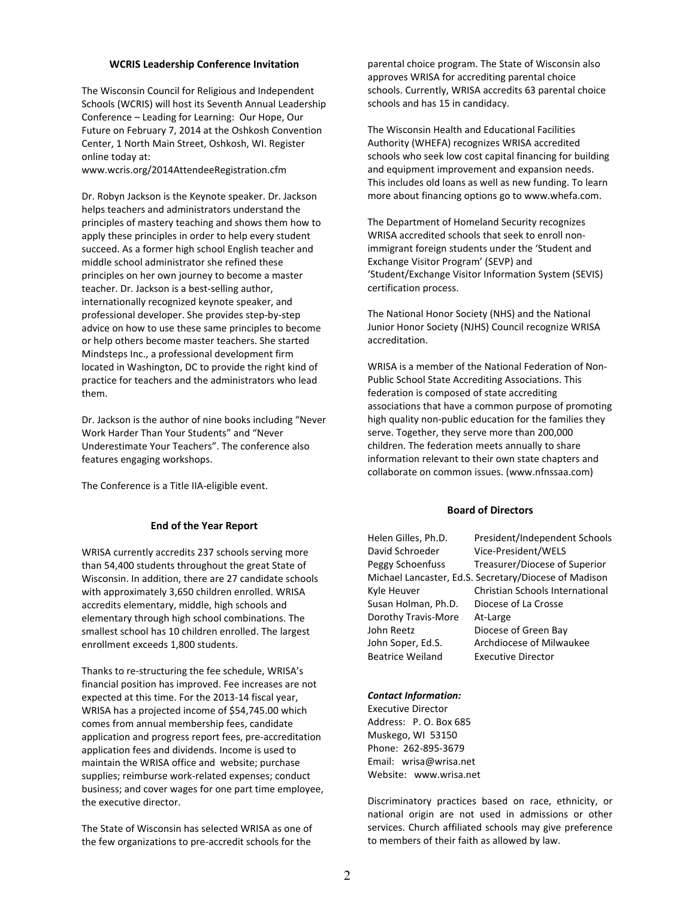### WCRIS Leadership Conference Invitation

The Wisconsin Council for Religious and Independent Schools (WCRIS) will host its Seventh Annual Leadership Conference – Leading for Learning: Our Hope, Our Future on February 7, 2014 at the Oshkosh Convention Center, 1 North Main Street, Oshkosh, WI. Register online today at:
www.wcris.org/2014AttendeeRegistration.cfm

Dr. Robyn Jackson is the Keynote speaker. Dr. Jackson helps teachers and administrators understand the principles of mastery teaching and shows them how to apply these principles in order to help every student succeed. As a former high school English teacher and middle school administrator she refined these principles on her own journey to become a master teacher. Dr. Jackson is a best-selling author, internationally recognized keynote speaker, and professional developer. She provides step-by-step advice on how to use these same principles to become or help others become master teachers. She started Mindsteps Inc., a professional development firm located in Washington, DC to provide the right kind of practice for teachers and the administrators who lead them.

Dr. Jackson is the author of nine books including "Never Work Harder Than Your Students" and "Never Underestimate Your Teachers". The conference also features engaging workshops.

The Conference is a Title IIA-eligible event.

### End of the Year Report

WRISA currently accredits 237 schools serving more than 54,400 students throughout the great State of Wisconsin. In addition, there are 27 candidate schools with approximately 3,650 children enrolled. WRISA accredits elementary, middle, high schools and elementary through high school combinations. The smallest school has 10 children enrolled. The largest enrollment exceeds 1,800 students.

Thanks to re-structuring the fee schedule, WRISA's financial position has improved. Fee increases are not expected at this time. For the 2013-14 fiscal year, WRISA has a projected income of $54,745.00 which comes from annual membership fees, candidate application and progress report fees, pre-accreditation application fees and dividends. Income is used to maintain the WRISA office and website; purchase supplies; reimburse work-related expenses; conduct business; and cover wages for one part time employee, the executive director.

The State of Wisconsin has selected WRISA as one of the few organizations to pre-accredit schools for the parental choice program. The State of Wisconsin also approves WRISA for accrediting parental choice schools. Currently, WRISA accredits 63 parental choice schools and has 15 in candidacy.

The Wisconsin Health and Educational Facilities Authority (WHEFA) recognizes WRISA accredited schools who seek low cost capital financing for building and equipment improvement and expansion needs. This includes old loans as well as new funding. To learn more about financing options go to www.whefa.com.

The Department of Homeland Security recognizes WRISA accredited schools that seek to enroll non-immigrant foreign students under the 'Student and Exchange Visitor Program' (SEVP) and 'Student/Exchange Visitor Information System (SEVIS) certification process.

The National Honor Society (NHS) and the National Junior Honor Society (NJHS) Council recognize WRISA accreditation.

WRISA is a member of the National Federation of Non-Public School State Accrediting Associations. This federation is composed of state accrediting associations that have a common purpose of promoting high quality non-public education for the families they serve. Together, they serve more than 200,000 children. The federation meets annually to share information relevant to their own state chapters and collaborate on common issues. (www.nfnssaa.com)

### Board of Directors

| | |
|---|---|
| Helen Gilles, Ph.D. | President/Independent Schools |
| David Schroeder | Vice-President/WELS |
| Peggy Schoenfuss | Treasurer/Diocese of Superior |
| Michael Lancaster, Ed.S. | Secretary/Diocese of Madison |
| Kyle Heuver | Christian Schools International |
| Susan Holman, Ph.D. | Diocese of La Crosse |
| Dorothy Travis-More | At-Large |
| John Reetz | Diocese of Green Bay |
| John Soper, Ed.S. | Archdiocese of Milwaukee |
| Beatrice Weiland | Executive Director |

***Contact Information:***
Executive Director
Address: P. O. Box 685
Muskego, WI 53150
Phone: 262-895-3679
Email: wrisa@wrisa.net
Website: www.wrisa.net

Discriminatory practices based on race, ethnicity, or national origin are not used in admissions or other services. Church affiliated schools may give preference to members of their faith as allowed by law.